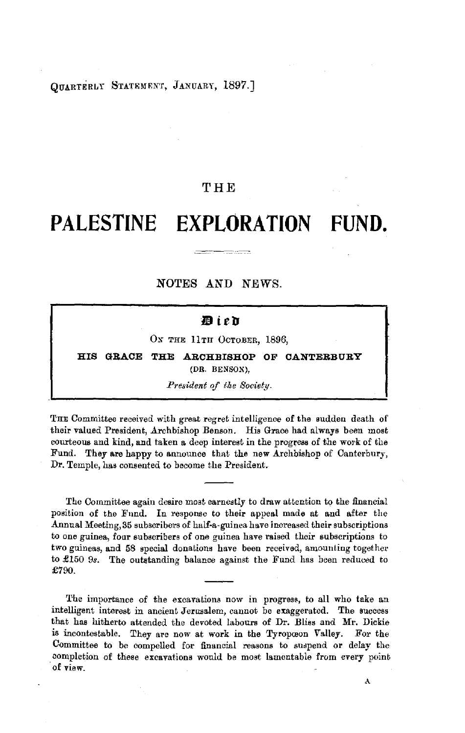QUARTERLY STATEMENT, JANUARY, 1897.]

# THE PALESTINE EXPLORATION FUND.

## NOTES AND NEWS.

**Died**

ON THE 11TH OCTOBER, 1896,

**HIS GRACE THE ARCHBISHOP OF CANTERBURY**

(DR. BENSON),

*President of the Society.*

---

THE Committee received with great regret intelligence of the sudden death of their valued President, Archbishop Benson. His Grace had always been most courteous and kind, and taken a deep interest in the progress of the work of the Fund. They are happy to announce that the new Archbishop of Canterbury, Dr. Temple, has consented to become the President.

---

The Committee again desire most earnestly to draw attention to the financial position of the Fund. In response to their appeal made at and after the Annual Meeting, 35 subscribers of half-a-guinea have increased their subscriptions to one guinea, four subscribers of one guinea have raised their subscriptions to two guineas, and 58 special donations have been received, amounting together to £150 9*s*. The outstanding balance against the Fund has been reduced to £790.

---

The importance of the excavations now in progress, to all who take an intelligent interest in ancient Jerusalem, cannot be exaggerated. The success that has hitherto attended the devoted labours of Dr. Bliss and Mr. Dickie is incontestable. They are now at work in the Tyropœon Valley. For the Committee to be compelled for financial reasons to suspend or delay the completion of these excavations would be most lamentable from every point of view.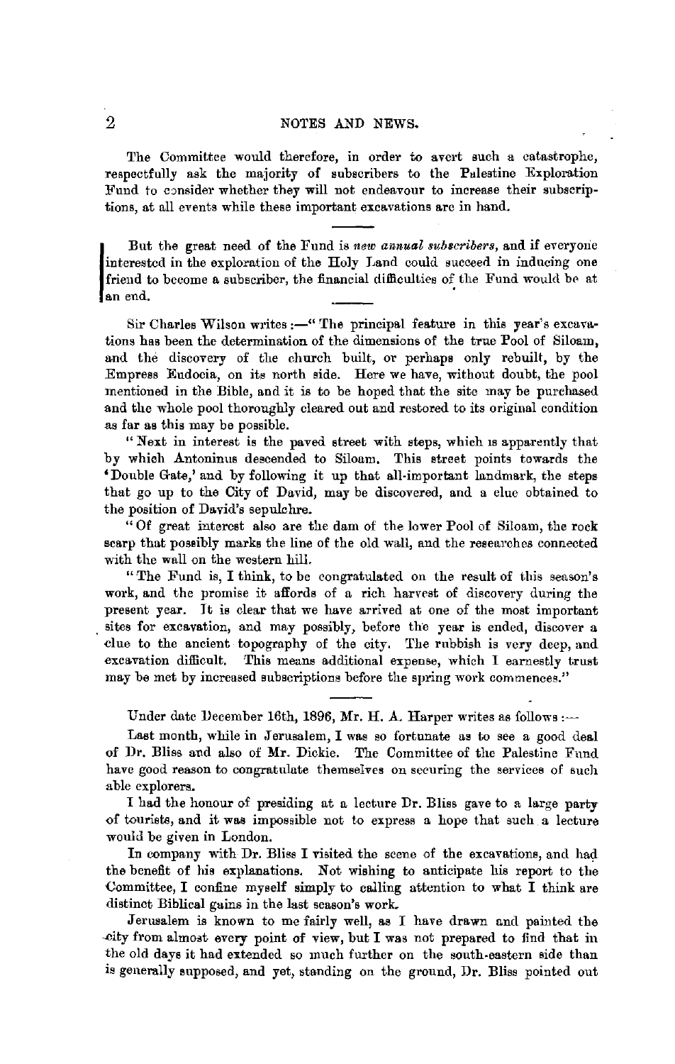The Committee would therefore, in order to avert such a catastrophe, respectfully ask the majority of subscribers to the Palestine Exploration Fund to consider whether they will not endeavour to increase their subscriptions, at all events while these important excavations are in hand.

---

But the great need of the Fund is *new annual subscribers*, and if everyone interested in the exploration of the Holy Land could succeed in inducing one friend to become a subscriber, the financial difficulties of the Fund would be at an end.

---

Sir Charles Wilson writes:—"The principal feature in this year's excavations has been the determination of the dimensions of the true Pool of Siloam, and the discovery of the church built, or perhaps only rebuilt, by the Empress Eudocia, on its north side. Here we have, without doubt, the pool mentioned in the Bible, and it is to be hoped that the site may be purchased and the whole pool thoroughly cleared out and restored to its original condition as far as this may be possible.

"Next in interest is the paved street with steps, which is apparently that by which Antoninus descended to Siloam. This street points towards the 'Double Gate,' and by following it up that all-important landmark, the steps that go up to the City of David, may be discovered, and a clue obtained to the position of David's sepulchre.

"Of great interest also are the dam of the lower Pool of Siloam, the rock scarp that possibly marks the line of the old wall, and the researches connected with the wall on the western hill.

"The Fund is, I think, to be congratulated on the result of this season's work, and the promise it affords of a rich harvest of discovery during the present year. It is clear that we have arrived at one of the most important sites for excavation, and may possibly, before the year is ended, discover a clue to the ancient topography of the city. The rubbish is very deep, and excavation difficult. This means additional expense, which I earnestly trust may be met by increased subscriptions before the spring work commences."

---

Under date December 16th, 1896, Mr. H. A. Harper writes as follows:—

Last month, while in Jerusalem, I was so fortunate as to see a good deal of Dr. Bliss and also of Mr. Dickie. The Committee of the Palestine Fund have good reason to congratulate themselves on securing the services of such able explorers.

I had the honour of presiding at a lecture Dr. Bliss gave to a large party of tourists, and it was impossible not to express a hope that such a lecture would be given in London.

In company with Dr. Bliss I visited the scene of the excavations, and had the benefit of his explanations. Not wishing to anticipate his report to the Committee, I confine myself simply to calling attention to what I think are distinct Biblical gains in the last season's work.

Jerusalem is known to me fairly well, as I have drawn and painted the city from almost every point of view, but I was not prepared to find that in the old days it had extended so much further on the south-eastern side than is generally supposed, and yet, standing on the ground, Dr. Bliss pointed out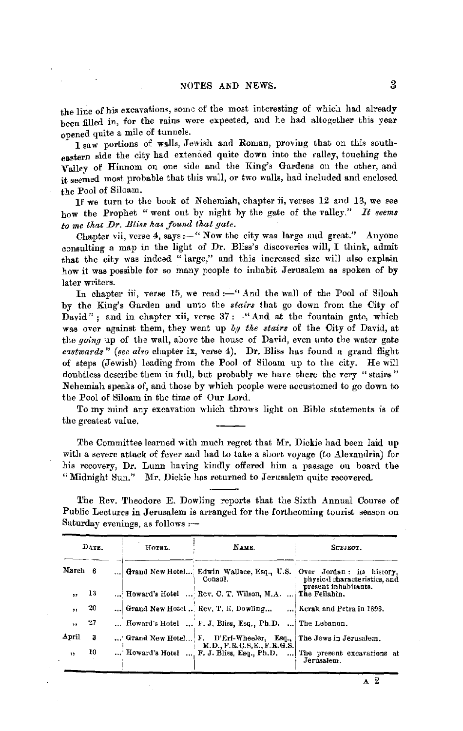the line of his excavations, some of the most interesting of which had already been filled in, for the rains were expected, and he had altogether this year opened quite a mile of tunnels.

I saw portions of walls, Jewish and Roman, proving that on this south-eastern side the city had extended quite down into the valley, touching the Valley of Hinnom on one side and the King's Gardens on the other, and it seemed most probable that this wall, or two walls, had included and enclosed the Pool of Siloam.

If we turn to the book of Nehemiah, chapter ii, verses 12 and 13, we see how the Prophet "went out by night by the gate of the valley." *It seems to me that Dr. Bliss has found that gate.*

Chapter vii, verse 4, says:—"Now the city was large and great." Anyone consulting a map in the light of Dr. Bliss's discoveries will, I think, admit that the city was indeed "large," and this increased size will also explain how it was possible for so many people to inhabit Jerusalem as spoken of by later writers.

In chapter iii, verse 15, we read:—"And the wall of the Pool of Siloah by the King's Garden and unto the *stairs* that go down from the City of David"; and in chapter xii, verse 37:—"And at the fountain gate, which was over against them, they went up *by the stairs* of the City of David, at the *going* up of the wall, above the house of David, even unto the water gate *eastwards*" (*see also* chapter ix, verse 4). Dr. Bliss has found a grand flight of steps (Jewish) leading from the Pool of Siloam up to the city. He will doubtless describe them in full, but probably we have there the very "stairs" Nehemiah speaks of, and those by which people were accustomed to go down to the Pool of Siloam in the time of Our Lord.

To my mind any excavation which throws light on Bible statements is of the greatest value.

---

The Committee learned with much regret that Mr. Dickie had been laid up with a severe attack of fever and had to take a short voyage (to Alexandria) for his recovery, Dr. Lunn having kindly offered him a passage on board the "Midnight Sun." Mr. Dickie has returned to Jerusalem quite recovered.

---

The Rev. Theodore E. Dowling reports that the Sixth Annual Course of Public Lectures in Jerusalem is arranged for the forthcoming tourist season on Saturday evenings, as follows:—

| Date. | Hotel. | Name. | Subject. |
|---|---|---|---|
| March 6 | Grand New Hotel | Edwin Wallace, Esq., U.S. Consul. | Over Jordan: its history, physical characteristics, and present inhabitants. |
| " 13 | Howard's Hotel | Rev. C. T. Wilson, M.A. | The Fellahin. |
| " 20 | Grand New Hotel | Rev. T. E. Dowling | Kerak and Petra in 1896. |
| " 27 | Howard's Hotel | F. J. Bliss, Esq., Ph.D. | The Lebanon. |
| April 3 | Grand New Hotel | F. D'Erf-Wheeler, Esq., M.D., F.R.C.S.E., F.R.G.S. | The Jews in Jerusalem. |
| " 10 | Howard's Hotel | F. J. Bliss, Esq., Ph.D. | The present excavations at Jerusalem. |

A 2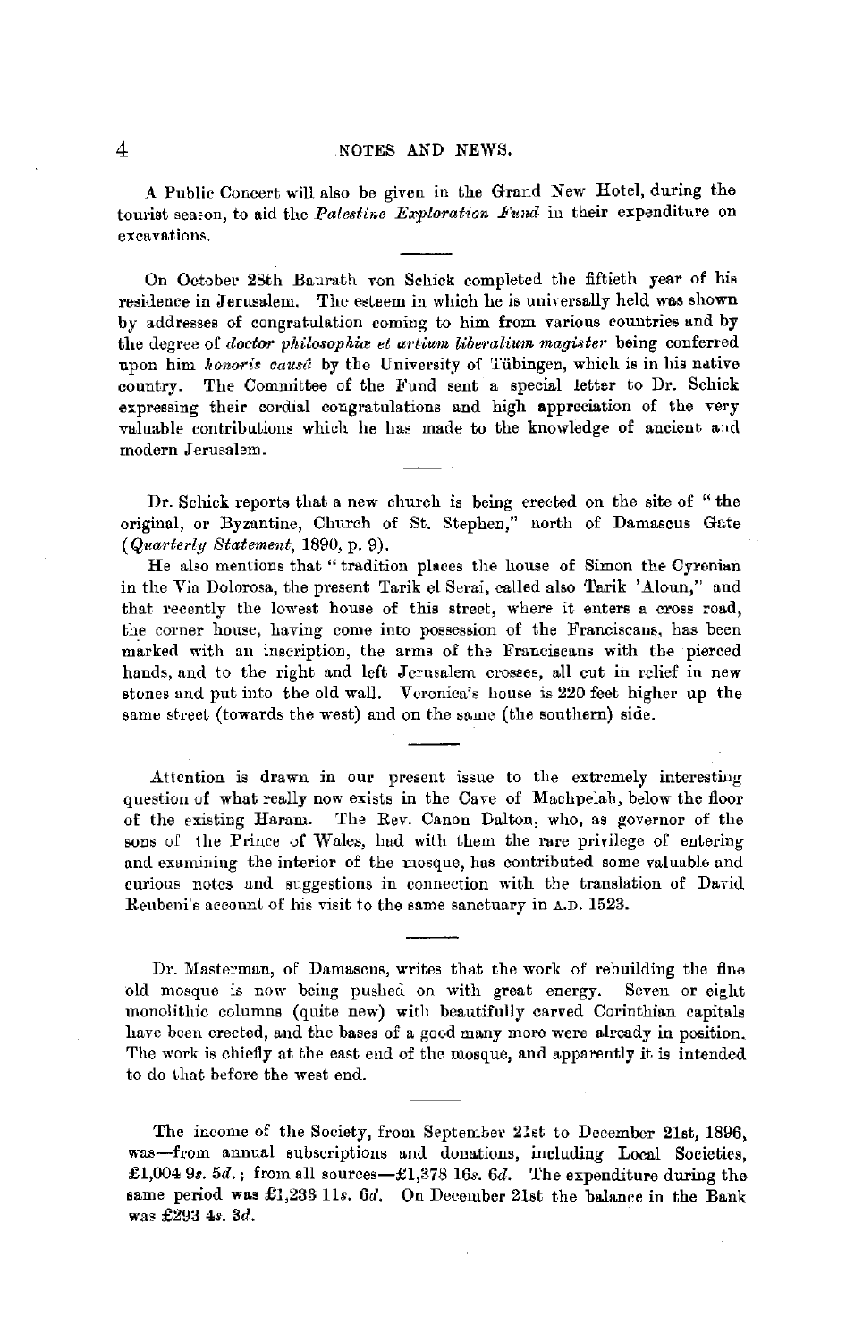A Public Concert will also be given in the Grand New Hotel, during the tourist season, to aid the *Palestine Exploration Fund* in their expenditure on excavations.

---

On October 28th Baurath von Schick completed the fiftieth year of his residence in Jerusalem. The esteem in which he is universally held was shown by addresses of congratulation coming to him from various countries and by the degree of *doctor philosophiæ et artium liberalium magister* being conferred upon him *honoris causâ* by the University of Tübingen, which is in his native country. The Committee of the Fund sent a special letter to Dr. Schick expressing their cordial congratulations and high appreciation of the very valuable contributions which he has made to the knowledge of ancient and modern Jerusalem.

---

Dr. Schick reports that a new church is being erected on the site of "the original, or Byzantine, Church of St. Stephen," north of Damascus Gate (*Quarterly Statement*, 1890, p. 9).

He also mentions that "tradition places the house of Simon the Cyrenian in the Via Dolorosa, the present Tarik el Serai, called also Tarik 'Aloun," and that recently the lowest house of this street, where it enters a cross road, the corner house, having come into possession of the Franciscans, has been marked with an inscription, the arms of the Franciscans with the pierced hands, and to the right and left Jerusalem crosses, all cut in relief in new stones and put into the old wall. Veronica's house is 220 feet higher up the same street (towards the west) and on the same (the southern) side.

---

Attention is drawn in our present issue to the extremely interesting question of what really now exists in the Cave of Machpelah, below the floor of the existing Haram. The Rev. Canon Dalton, who, as governor of the sons of the Prince of Wales, had with them the rare privilege of entering and examining the interior of the mosque, has contributed some valuable and curious notes and suggestions in connection with the translation of David Reubeni's account of his visit to the same sanctuary in A.D. 1523.

---

Dr. Masterman, of Damascus, writes that the work of rebuilding the fine old mosque is now being pushed on with great energy. Seven or eight monolithic columns (quite new) with beautifully carved Corinthian capitals have been erected, and the bases of a good many more were already in position. The work is chiefly at the east end of the mosque, and apparently it is intended to do that before the west end.

---

The income of the Society, from September 21st to December 21st, 1896, was—from annual subscriptions and donations, including Local Societies, £1,004 9*s.* 5*d.*; from all sources—£1,378 16*s.* 6*d.* The expenditure during the same period was £1,233 11*s.* 6*d.* On December 21st the balance in the Bank was £293 4*s.* 3*d.*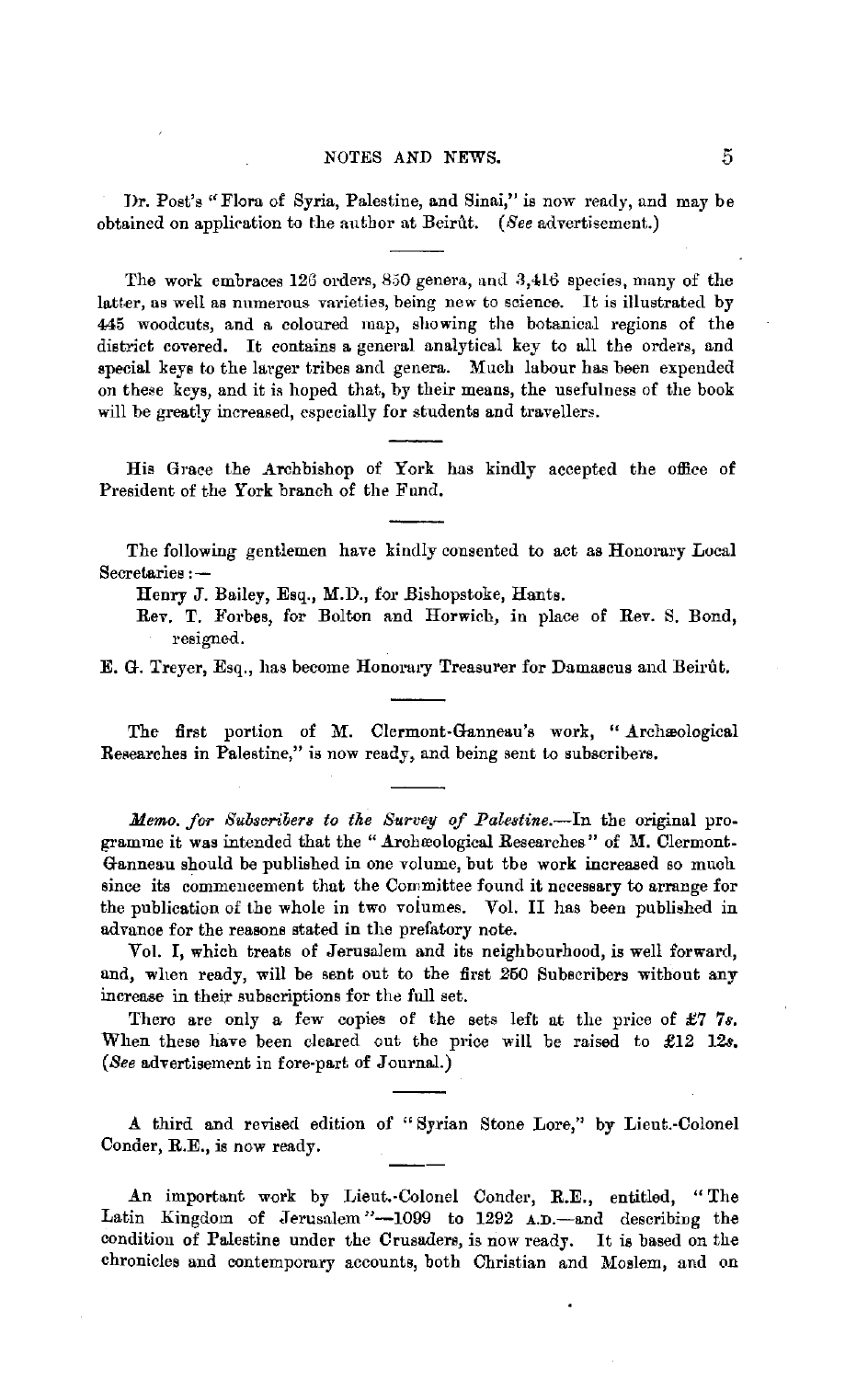Dr. Post's "Flora of Syria, Palestine, and Sinai," is now ready, and may be obtained on application to the author at Beirût. (*See* advertisement.)

---

The work embraces 126 orders, 850 genera, and 3,416 species, many of the latter, as well as numerous varieties, being new to science. It is illustrated by 445 woodcuts, and a coloured map, showing the botanical regions of the district covered. It contains a general analytical key to all the orders, and special keys to the larger tribes and genera. Much labour has been expended on these keys, and it is hoped that, by their means, the usefulness of the book will be greatly increased, especially for students and travellers.

---

His Grace the Archbishop of York has kindly accepted the office of President of the York branch of the Fund.

---

The following gentlemen have kindly consented to act as Honorary Local Secretaries:—

Henry J. Bailey, Esq., M.D., for Bishopstoke, Hants.

Rev. T. Forbes, for Bolton and Horwich, in place of Rev. S. Bond, resigned.

E. G. Treyer, Esq., has become Honorary Treasurer for Damascus and Beirût.

---

The first portion of M. Clermont-Ganneau's work, "Archæological Researches in Palestine," is now ready, and being sent to subscribers.

---

*Memo. for Subscribers to the Survey of Palestine.*—In the original programme it was intended that the "Archæological Researches" of M. Clermont-Ganneau should be published in one volume, but the work increased so much since its commencement that the Committee found it necessary to arrange for the publication of the whole in two volumes. Vol. II has been published in advance for the reasons stated in the prefatory note.

Vol. I, which treats of Jerusalem and its neighbourhood, is well forward, and, when ready, will be sent out to the first 250 Subscribers without any increase in their subscriptions for the full set.

There are only a few copies of the sets left at the price of £7 7*s.* When these have been cleared out the price will be raised to £12 12*s.* (*See* advertisement in fore-part of Journal.)

---

A third and revised edition of "Syrian Stone Lore," by Lieut.-Colonel Conder, R.E., is now ready.

---

An important work by Lieut.-Colonel Conder, R.E., entitled, "The Latin Kingdom of Jerusalem"—1099 to 1292 A.D.—and describing the condition of Palestine under the Crusaders, is now ready. It is based on the chronicles and contemporary accounts, both Christian and Moslem, and on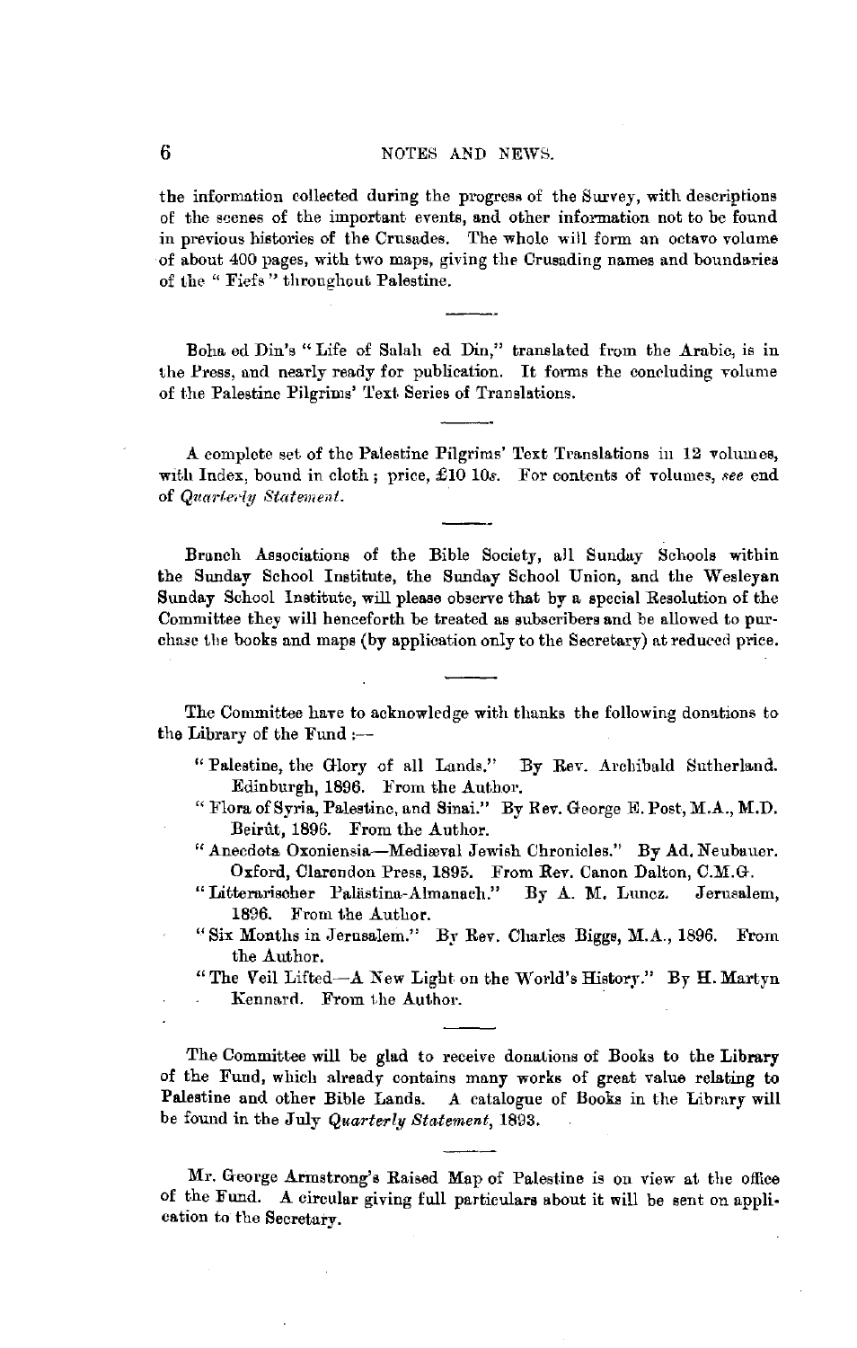the information collected during the progress of the Survey, with descriptions of the scenes of the important events, and other information not to be found in previous histories of the Crusades. The whole will form an octavo volume of about 400 pages, with two maps, giving the Crusading names and boundaries of the "Fiefs" throughout Palestine.

---

Boha ed Din's "Life of Salah ed Din," translated from the Arabic, is in the Press, and nearly ready for publication. It forms the concluding volume of the Palestine Pilgrims' Text Series of Translations.

---

A complete set of the Palestine Pilgrims' Text Translations in 12 volumes, with Index, bound in cloth; price, £10 10*s.* For contents of volumes, *see* end of *Quarterly Statement.*

---

Branch Associations of the Bible Society, all Sunday Schools within the Sunday School Institute, the Sunday School Union, and the Wesleyan Sunday School Institute, will please observe that by a special Resolution of the Committee they will henceforth be treated as subscribers and be allowed to purchase the books and maps (by application only to the Secretary) at reduced price.

---

The Committee have to acknowledge with thanks the following donations to the Library of the Fund :—

- "Palestine, the Glory of all Lands." By Rev. Archibald Sutherland. Edinburgh, 1896. From the Author.
- "Flora of Syria, Palestine, and Sinai." By Rev. George E. Post, M.A., M.D. Beirût, 1896. From the Author.
- "Anecdota Oxoniensia—Mediæval Jewish Chronicles." By Ad. Neubauer. Oxford, Clarendon Press, 1895. From Rev. Canon Dalton, C.M.G.
- "Litterarischer Palästina-Almanach." By A. M. Luncz. Jerusalem, 1896. From the Author.
- "Six Months in Jerusalem." By Rev. Charles Biggs, M.A., 1896. From the Author.
- "The Veil Lifted—A New Light on the World's History." By H. Martyn Kennard. From the Author.

---

The Committee will be glad to receive donations of Books to the Library of the Fund, which already contains many works of great value relating to Palestine and other Bible Lands. A catalogue of Books in the Library will be found in the July *Quarterly Statement*, 1893.

---

Mr. George Armstrong's Raised Map of Palestine is on view at the office of the Fund. A circular giving full particulars about it will be sent on application to the Secretary.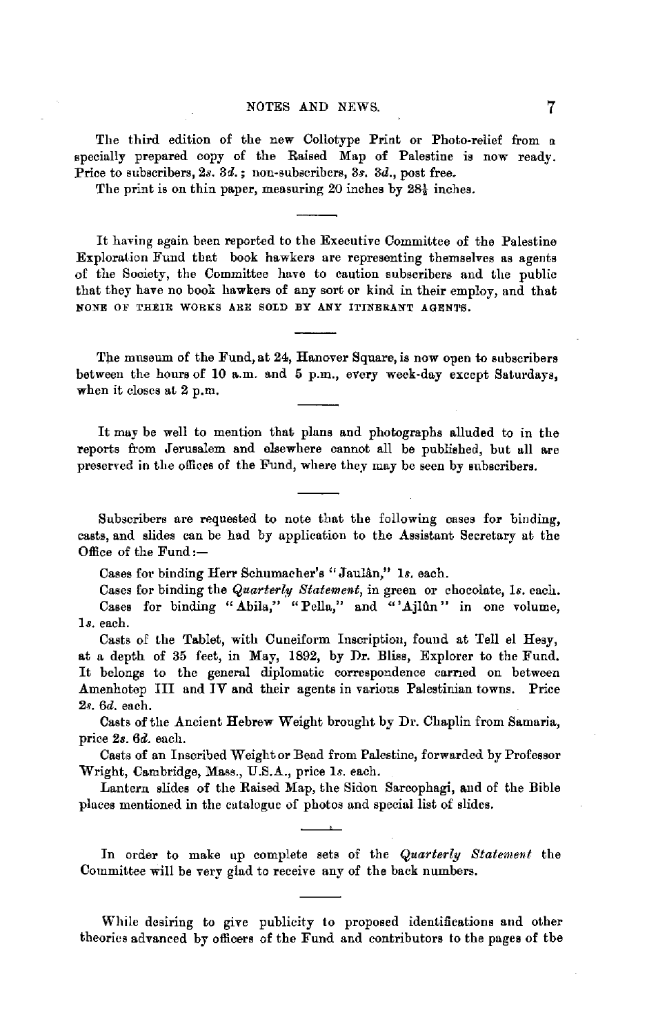The third edition of the new Collotype Print or Photo-relief from a specially prepared copy of the Raised Map of Palestine is now ready. Price to subscribers, 2*s.* 3*d.*; non-subscribers, 3*s.* 3*d.*, post free.

The print is on thin paper, measuring 20 inches by 28½ inches.

---

It having again been reported to the Executive Committee of the Palestine Exploration Fund that book hawkers are representing themselves as agents of the Society, the Committee have to caution subscribers and the public that they have no book hawkers of any sort or kind in their employ, and that NONE OF THEIR WORKS ARE SOLD BY ANY ITINERANT AGENTS.

---

The museum of the Fund, at 24, Hanover Square, is now open to subscribers between the hours of 10 a.m. and 5 p.m., every week-day except Saturdays, when it closes at 2 p.m.

---

It may be well to mention that plans and photographs alluded to in the reports from Jerusalem and elsewhere cannot all be published, but all are preserved in the offices of the Fund, where they may be seen by subscribers.

---

Subscribers are requested to note that the following cases for binding, casts, and slides can be had by application to the Assistant Secretary at the Office of the Fund:—

Cases for binding Herr Schumacher's "Jaulân," 1*s.* each.

Cases for binding the *Quarterly Statement*, in green or chocolate, 1*s.* each.

Cases for binding "Abila," "Pella," and "'Ajlûn" in one volume, 1*s.* each.

Casts of the Tablet, with Cuneiform Inscription, found at Tell el Hesy, at a depth of 35 feet, in May, 1892, by Dr. Bliss, Explorer to the Fund. It belongs to the general diplomatic correspondence carried on between Amenhotep III and IV and their agents in various Palestinian towns. Price 2*s.* 6*d.* each.

Casts of the Ancient Hebrew Weight brought by Dr. Chaplin from Samaria, price 2*s.* 6*d.* each.

Casts of an Inscribed Weight or Bead from Palestine, forwarded by Professor Wright, Cambridge, Mass., U.S.A., price 1*s.* each.

Lantern slides of the Raised Map, the Sidon Sarcophagi, and of the Bible places mentioned in the catalogue of photos and special list of slides.

---

In order to make up complete sets of the *Quarterly Statement* the Committee will be very glad to receive any of the back numbers.

---

While desiring to give publicity to proposed identifications and other theories advanced by officers of the Fund and contributors to the pages of the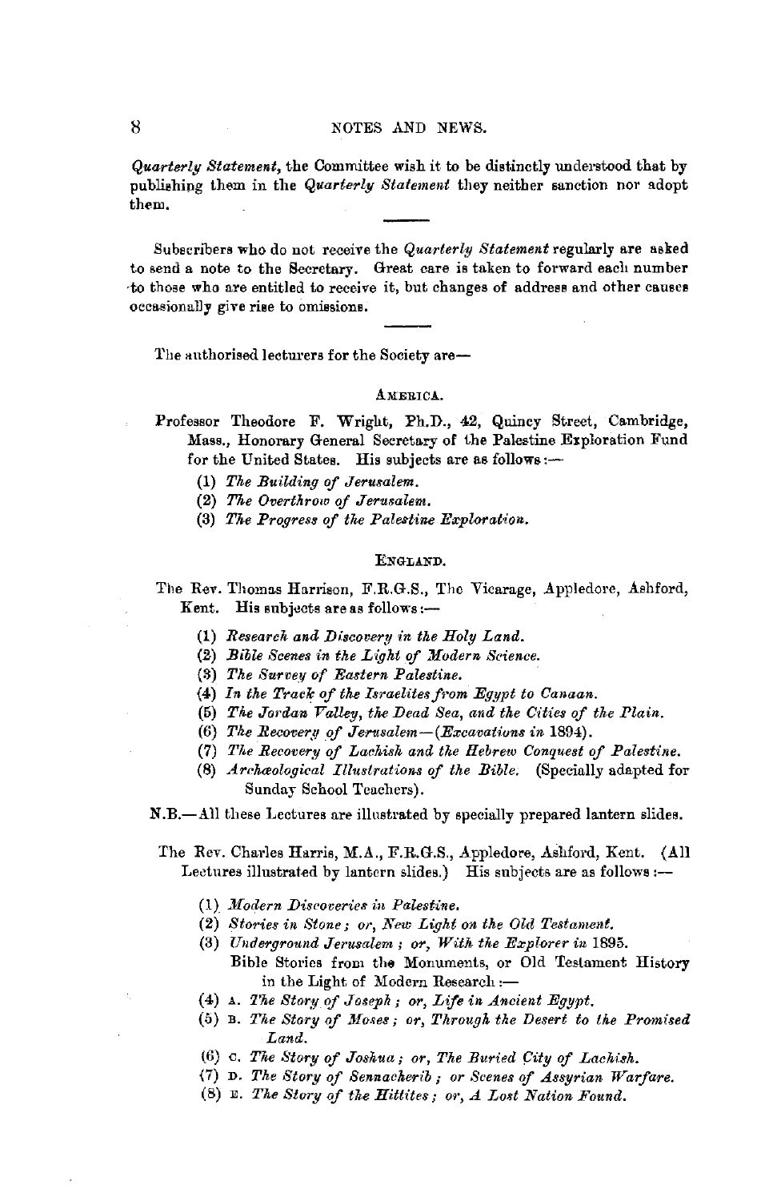*Quarterly Statement*, the Committee wish it to be distinctly understood that by publishing them in the *Quarterly Statement* they neither sanction nor adopt them.

---

Subscribers who do not receive the *Quarterly Statement* regularly are asked to send a note to the Secretary. Great care is taken to forward each number to those who are entitled to receive it, but changes of address and other causes occasionally give rise to omissions.

---

The authorised lecturers for the Society are—

### America.

Professor Theodore F. Wright, Ph.D., 42, Quincy Street, Cambridge, Mass., Honorary General Secretary of the Palestine Exploration Fund for the United States. His subjects are as follows:—

(1) *The Building of Jerusalem.*
(2) *The Overthrow of Jerusalem.*
(3) *The Progress of the Palestine Exploration.*

### England.

The Rev. Thomas Harrison, F.R.G.S., The Vicarage, Appledore, Ashford, Kent. His subjects are as follows:—

(1) *Research and Discovery in the Holy Land.*
(2) *Bible Scenes in the Light of Modern Science.*
(3) *The Survey of Eastern Palestine.*
(4) *In the Track of the Israelites from Egypt to Canaan.*
(5) *The Jordan Valley, the Dead Sea, and the Cities of the Plain.*
(6) *The Recovery of Jerusalem—(Excavations in 1894).*
(7) *The Recovery of Lachish and the Hebrew Conquest of Palestine.*
(8) *Archæological Illustrations of the Bible.* (Specially adapted for Sunday School Teachers).

N.B.—All these Lectures are illustrated by specially prepared lantern slides.

The Rev. Charles Harris, M.A., F.R.G.S., Appledore, Ashford, Kent. (All Lectures illustrated by lantern slides.) His subjects are as follows:—

(1) *Modern Discoveries in Palestine.*
(2) *Stories in Stone; or, New Light on the Old Testament.*
(3) *Underground Jerusalem; or, With the Explorer in 1895.*

Bible Stories from the Monuments, or Old Testament History in the Light of Modern Research:—

(4) A. *The Story of Joseph; or, Life in Ancient Egypt.*
(5) B. *The Story of Moses; or, Through the Desert to the Promised Land.*
(6) C. *The Story of Joshua; or, The Buried City of Lachish.*
(7) D. *The Story of Sennacherib; or Scenes of Assyrian Warfare.*
(8) E. *The Story of the Hittites; or, A Lost Nation Found.*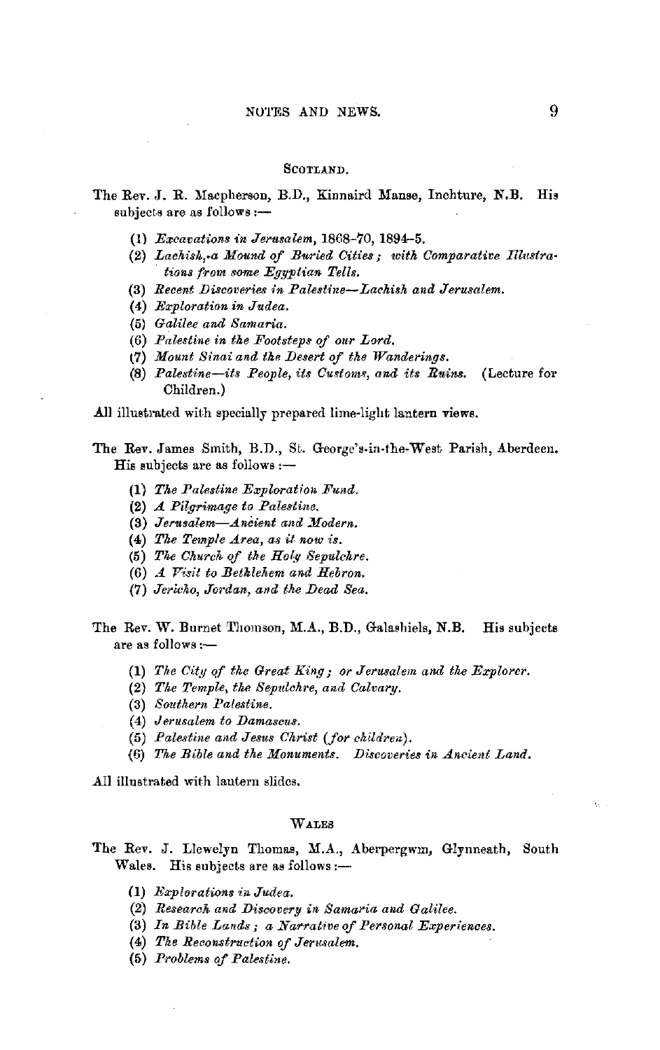## Scotland.

The Rev. J. R. Macpherson, B.D., Kinnaird Manse, Inchture, N.B. His subjects are as follows :—

(1) *Excavations in Jerusalem*, 1868–70, 1894–5.
(2) *Lachish, a Mound of Buried Cities; with Comparative Illustrations from some Egyptian Tells.*
(3) *Recent Discoveries in Palestine—Lachish and Jerusalem.*
(4) *Exploration in Judea.*
(5) *Galilee and Samaria.*
(6) *Palestine in the Footsteps of our Lord.*
(7) *Mount Sinai and the Desert of the Wanderings.*
(8) *Palestine—its People, its Customs, and its Ruins.* (Lecture for Children.)

All illustrated with specially prepared lime-light lantern views.

The Rev. James Smith, B.D., St. George's-in-the-West Parish, Aberdeen. His subjects are as follows :—

(1) *The Palestine Exploration Fund.*
(2) *A Pilgrimage to Palestine.*
(3) *Jerusalem—Ancient and Modern.*
(4) *The Temple Area, as it now is.*
(5) *The Church of the Holy Sepulchre.*
(6) *A Visit to Bethlehem and Hebron.*
(7) *Jericho, Jordan, and the Dead Sea.*

The Rev. W. Burnet Thomson, M.A., B.D., Galashiels, N.B. His subjects are as follows :—

(1) *The City of the Great King; or Jerusalem and the Explorer.*
(2) *The Temple, the Sepulchre, and Calvary.*
(3) *Southern Palestine.*
(4) *Jerusalem to Damascus.*
(5) *Palestine and Jesus Christ (for children).*
(6) *The Bible and the Monuments. Discoveries in Ancient Land.*

All illustrated with lantern slides.

## Wales

The Rev. J. Llewelyn Thomas, M.A., Aberpergwm, Glynneath, South Wales. His subjects are as follows :—

(1) *Explorations in Judea.*
(2) *Research and Discovery in Samaria and Galilee.*
(3) *In Bible Lands; a Narrative of Personal Experiences.*
(4) *The Reconstruction of Jerusalem.*
(5) *Problems of Palestine.*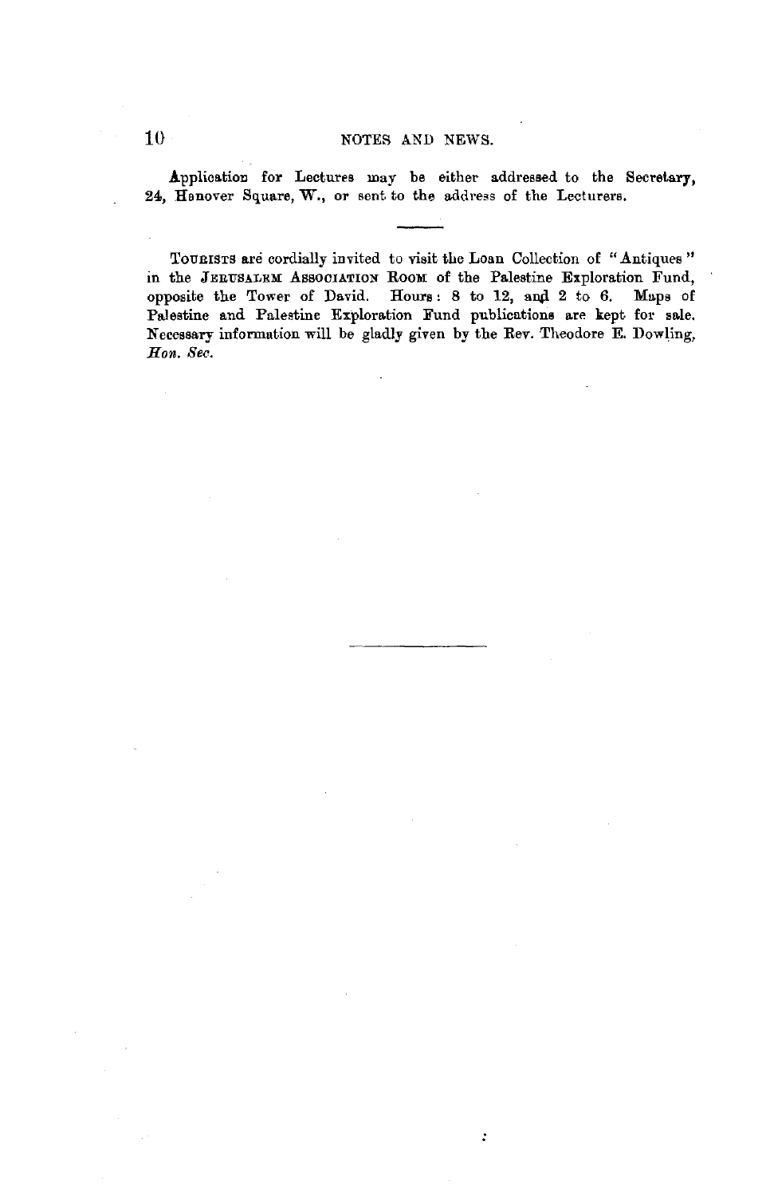Application for Lectures may be either addressed to the Secretary, 24, Hanover Square, W., or sent to the address of the Lecturers.

---

TOURISTS are cordially invited to visit the Loan Collection of "Antiques" in the JERUSALEM ASSOCIATION ROOM of the Palestine Exploration Fund, opposite the Tower of David. Hours: 8 to 12, and 2 to 6. Maps of Palestine and Palestine Exploration Fund publications are kept for sale. Necessary information will be gladly given by the Rev. Theodore E. Dowling, *Hon. Sec.*

---